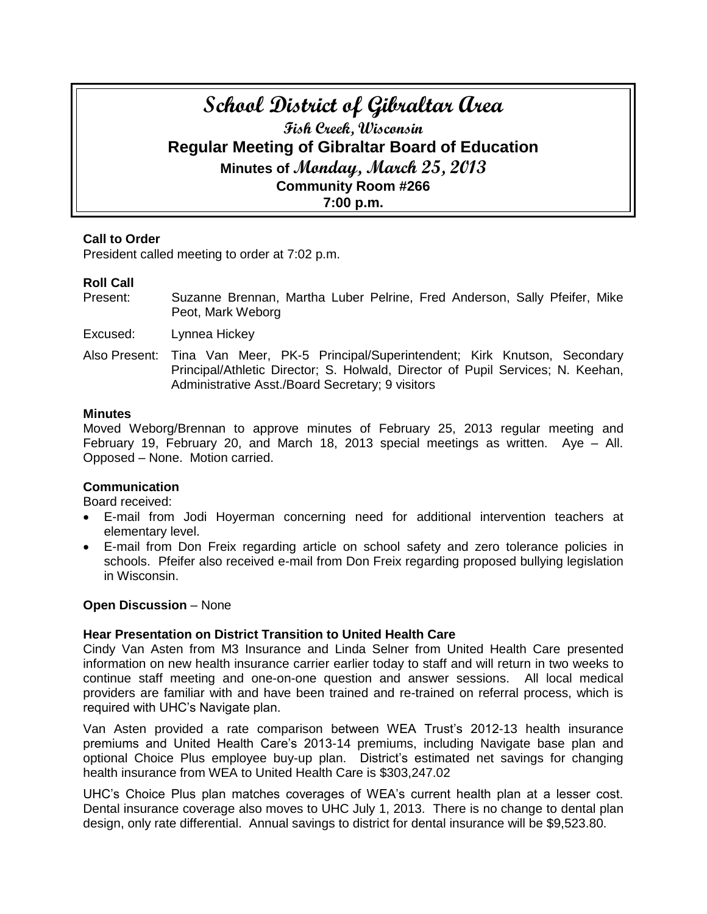# School District of Gibraltar Area

## Fish Creek, Wisconsin

## Regular Meeting of Gibraltar Board of Education

### Minutes of Monday, March 25, 2013

### Community Room #266

### 7:00 p.m.

**Call to Order**

President called meeting to order at 7:02 p.m.

**Roll Call**

Present: Suzanne Brennan, Martha Luber Pelrine, Fred Anderson, Sally Pfeifer, Mike Peot, Mark Weborg

Excused: Lynnea Hickey

Also Present: Tina Van Meer, PK-5 Principal/Superintendent; Kirk Knutson, Secondary Principal/Athletic Director; S. Holwald, Director of Pupil Services; N. Keehan, Administrative Asst./Board Secretary; 9 visitors

**Minutes**

Moved Weborg/Brennan to approve minutes of February 25, 2013 regular meeting and February 19, February 20, and March 18, 2013 special meetings as written. Aye – All. Opposed – None. Motion carried.

**Communication**

Board received:

- E-mail from Jodi Hoyerman concerning need for additional intervention teachers at elementary level.
- E-mail from Don Freix regarding article on school safety and zero tolerance policies in schools. Pfeifer also received e-mail from Don Freix regarding proposed bullying legislation in Wisconsin.

**Open Discussion** – None

**Hear Presentation on District Transition to United Health Care**

Cindy Van Asten from M3 Insurance and Linda Selner from United Health Care presented information on new health insurance carrier earlier today to staff and will return in two weeks to continue staff meeting and one-on-one question and answer sessions. All local medical providers are familiar with and have been trained and re-trained on referral process, which is required with UHC's Navigate plan.

Van Asten provided a rate comparison between WEA Trust's 2012-13 health insurance premiums and United Health Care's 2013-14 premiums, including Navigate base plan and optional Choice Plus employee buy-up plan. District's estimated net savings for changing health insurance from WEA to United Health Care is $303,247.02

UHC's Choice Plus plan matches coverages of WEA's current health plan at a lesser cost. Dental insurance coverage also moves to UHC July 1, 2013. There is no change to dental plan design, only rate differential. Annual savings to district for dental insurance will be $9,523.80.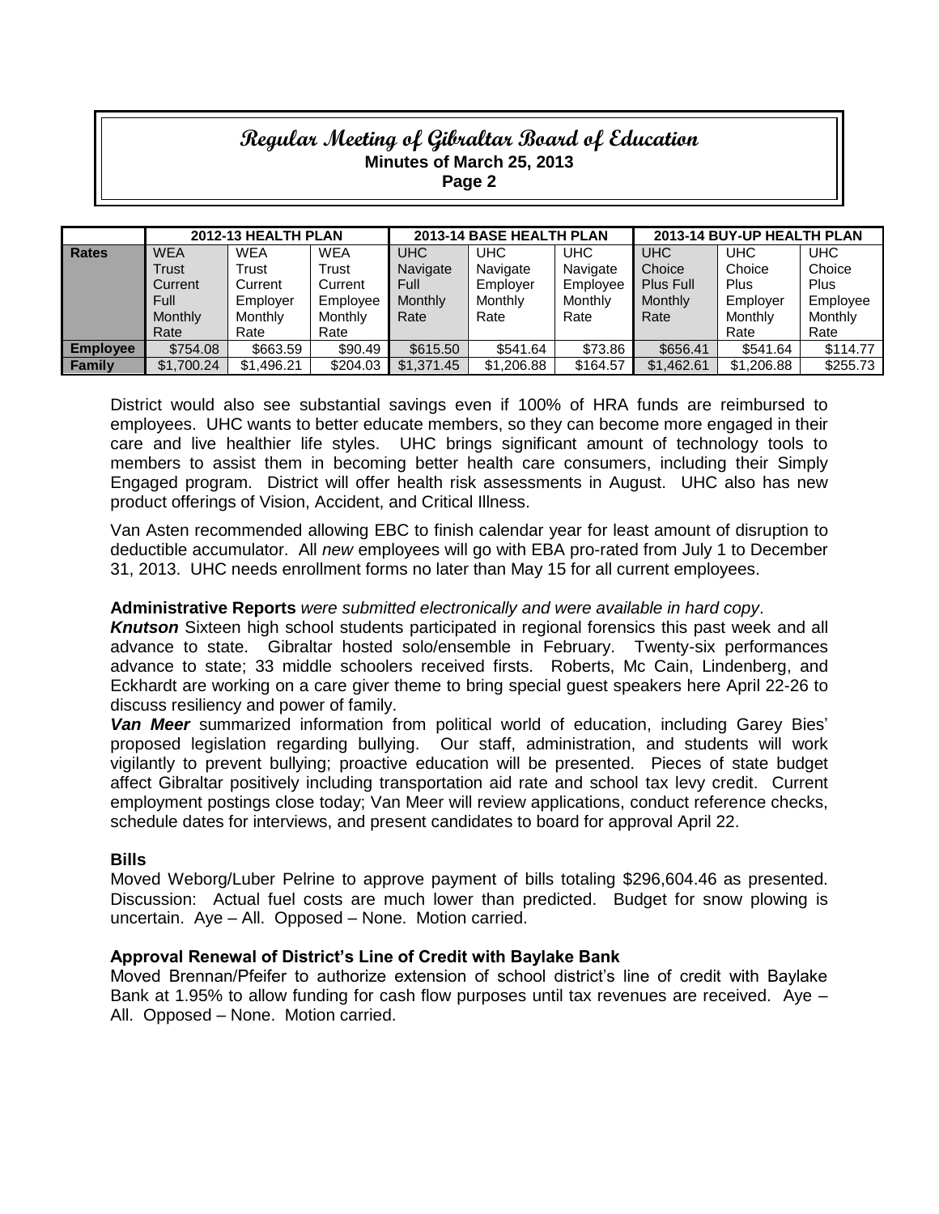| | 2012-13 HEALTH PLAN | | | 2013-14 BASE HEALTH PLAN | | | 2013-14 BUY-UP HEALTH PLAN | | |
|---|---|---|---|---|---|---|---|---|---|
| **Rates** | WEA Trust Current Full Monthly Rate | WEA Trust Current Employer Monthly Rate | WEA Trust Current Employee Monthly Rate | UHC Navigate Full Monthly Rate | UHC Navigate Employer Monthly Rate | UHC Navigate Employee Monthly Rate | UHC Choice Plus Full Monthly Rate | UHC Choice Plus Employer Monthly Rate | UHC Choice Plus Employee Monthly Rate |
| **Employee** | $754.08 | $663.59 | $90.49 | $615.50 | $541.64 | $73.86 | $656.41 | $541.64 | $114.77 |
| **Family** | $1,700.24 | $1,496.21 | $204.03 | $1,371.45 | $1,206.88 | $164.57 | $1,462.61 | $1,206.88 | $255.73 |

District would also see substantial savings even if 100% of HRA funds are reimbursed to employees. UHC wants to better educate members, so they can become more engaged in their care and live healthier life styles. UHC brings significant amount of technology tools to members to assist them in becoming better health care consumers, including their Simply Engaged program. District will offer health risk assessments in August. UHC also has new product offerings of Vision, Accident, and Critical Illness.

Van Asten recommended allowing EBC to finish calendar year for least amount of disruption to deductible accumulator. All *new* employees will go with EBA pro-rated from July 1 to December 31, 2013. UHC needs enrollment forms no later than May 15 for all current employees.

**Administrative Reports** *were submitted electronically and were available in hard copy*.

***Knutson*** Sixteen high school students participated in regional forensics this past week and all advance to state. Gibraltar hosted solo/ensemble in February. Twenty-six performances advance to state; 33 middle schoolers received firsts. Roberts, Mc Cain, Lindenberg, and Eckhardt are working on a care giver theme to bring special guest speakers here April 22-26 to discuss resiliency and power of family.

***Van Meer*** summarized information from political world of education, including Garey Bies' proposed legislation regarding bullying. Our staff, administration, and students will work vigilantly to prevent bullying; proactive education will be presented. Pieces of state budget affect Gibraltar positively including transportation aid rate and school tax levy credit. Current employment postings close today; Van Meer will review applications, conduct reference checks, schedule dates for interviews, and present candidates to board for approval April 22.

**Bills**

Moved Weborg/Luber Pelrine to approve payment of bills totaling $296,604.46 as presented. Discussion: Actual fuel costs are much lower than predicted. Budget for snow plowing is uncertain. Aye – All. Opposed – None. Motion carried.

**Approval Renewal of District's Line of Credit with Baylake Bank**

Moved Brennan/Pfeifer to authorize extension of school district's line of credit with Baylake Bank at 1.95% to allow funding for cash flow purposes until tax revenues are received. Aye – All. Opposed – None. Motion carried.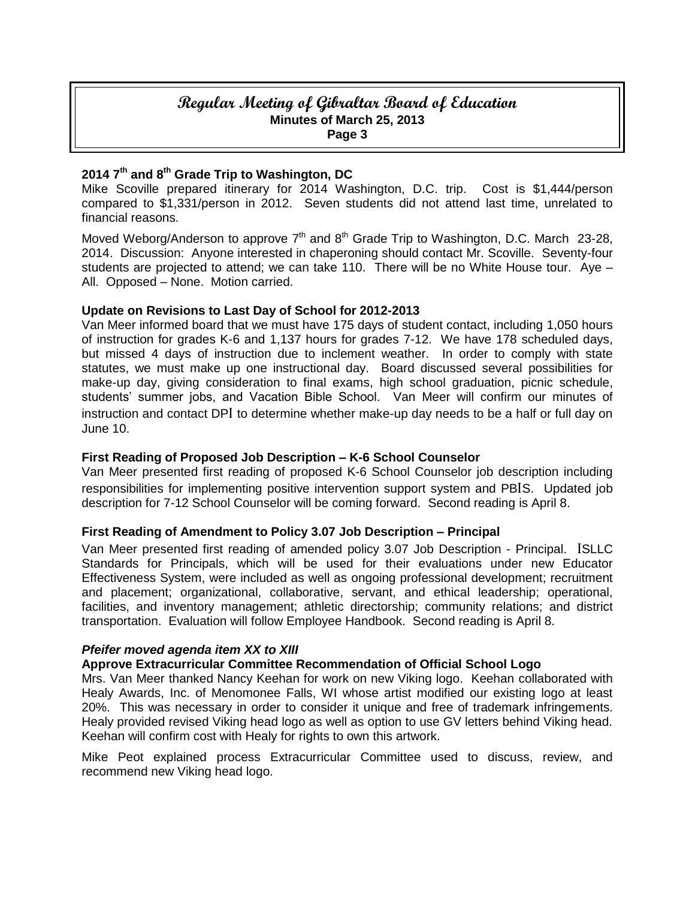### 2014 7th and 8th Grade Trip to Washington, DC

Mike Scoville prepared itinerary for 2014 Washington, D.C. trip. Cost is $1,444/person compared to $1,331/person in 2012. Seven students did not attend last time, unrelated to financial reasons.

Moved Weborg/Anderson to approve 7th and 8th Grade Trip to Washington, D.C. March 23-28, 2014. Discussion: Anyone interested in chaperoning should contact Mr. Scoville. Seventy-four students are projected to attend; we can take 110. There will be no White House tour. Aye – All. Opposed – None. Motion carried.

### Update on Revisions to Last Day of School for 2012-2013

Van Meer informed board that we must have 175 days of student contact, including 1,050 hours of instruction for grades K-6 and 1,137 hours for grades 7-12. We have 178 scheduled days, but missed 4 days of instruction due to inclement weather. In order to comply with state statutes, we must make up one instructional day. Board discussed several possibilities for make-up day, giving consideration to final exams, high school graduation, picnic schedule, students' summer jobs, and Vacation Bible School. Van Meer will confirm our minutes of instruction and contact DPI to determine whether make-up day needs to be a half or full day on June 10.

### First Reading of Proposed Job Description – K-6 School Counselor

Van Meer presented first reading of proposed K-6 School Counselor job description including responsibilities for implementing positive intervention support system and PBIS. Updated job description for 7-12 School Counselor will be coming forward. Second reading is April 8.

### First Reading of Amendment to Policy 3.07 Job Description – Principal

Van Meer presented first reading of amended policy 3.07 Job Description - Principal. ISLLC Standards for Principals, which will be used for their evaluations under new Educator Effectiveness System, were included as well as ongoing professional development; recruitment and placement; organizational, collaborative, servant, and ethical leadership; operational, facilities, and inventory management; athletic directorship; community relations; and district transportation. Evaluation will follow Employee Handbook. Second reading is April 8.

***Pfeifer moved agenda item XX to XIII***

### Approve Extracurricular Committee Recommendation of Official School Logo

Mrs. Van Meer thanked Nancy Keehan for work on new Viking logo. Keehan collaborated with Healy Awards, Inc. of Menomonee Falls, WI whose artist modified our existing logo at least 20%. This was necessary in order to consider it unique and free of trademark infringements. Healy provided revised Viking head logo as well as option to use GV letters behind Viking head. Keehan will confirm cost with Healy for rights to own this artwork.

Mike Peot explained process Extracurricular Committee used to discuss, review, and recommend new Viking head logo.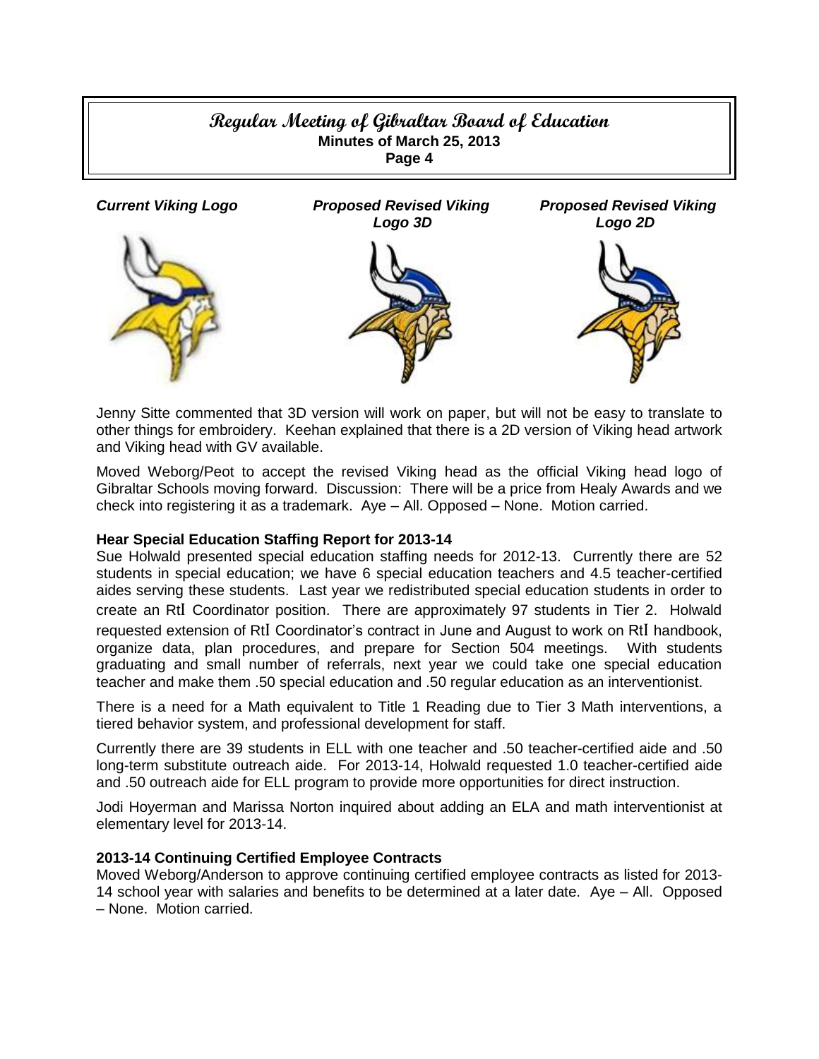*Current Viking Logo*

*Proposed Revised Viking Logo 3D*

*Proposed Revised Viking Logo 2D*

Jenny Sitte commented that 3D version will work on paper, but will not be easy to translate to other things for embroidery. Keehan explained that there is a 2D version of Viking head artwork and Viking head with GV available.

Moved Weborg/Peot to accept the revised Viking head as the official Viking head logo of Gibraltar Schools moving forward. Discussion: There will be a price from Healy Awards and we check into registering it as a trademark. Aye – All. Opposed – None. Motion carried.

**Hear Special Education Staffing Report for 2013-14**

Sue Holwald presented special education staffing needs for 2012-13. Currently there are 52 students in special education; we have 6 special education teachers and 4.5 teacher-certified aides serving these students. Last year we redistributed special education students in order to create an RtI Coordinator position. There are approximately 97 students in Tier 2. Holwald requested extension of RtI Coordinator's contract in June and August to work on RtI handbook, organize data, plan procedures, and prepare for Section 504 meetings. With students graduating and small number of referrals, next year we could take one special education teacher and make them .50 special education and .50 regular education as an interventionist.

There is a need for a Math equivalent to Title 1 Reading due to Tier 3 Math interventions, a tiered behavior system, and professional development for staff.

Currently there are 39 students in ELL with one teacher and .50 teacher-certified aide and .50 long-term substitute outreach aide. For 2013-14, Holwald requested 1.0 teacher-certified aide and .50 outreach aide for ELL program to provide more opportunities for direct instruction.

Jodi Hoyerman and Marissa Norton inquired about adding an ELA and math interventionist at elementary level for 2013-14.

**2013-14 Continuing Certified Employee Contracts**

Moved Weborg/Anderson to approve continuing certified employee contracts as listed for 2013-14 school year with salaries and benefits to be determined at a later date. Aye – All. Opposed – None. Motion carried.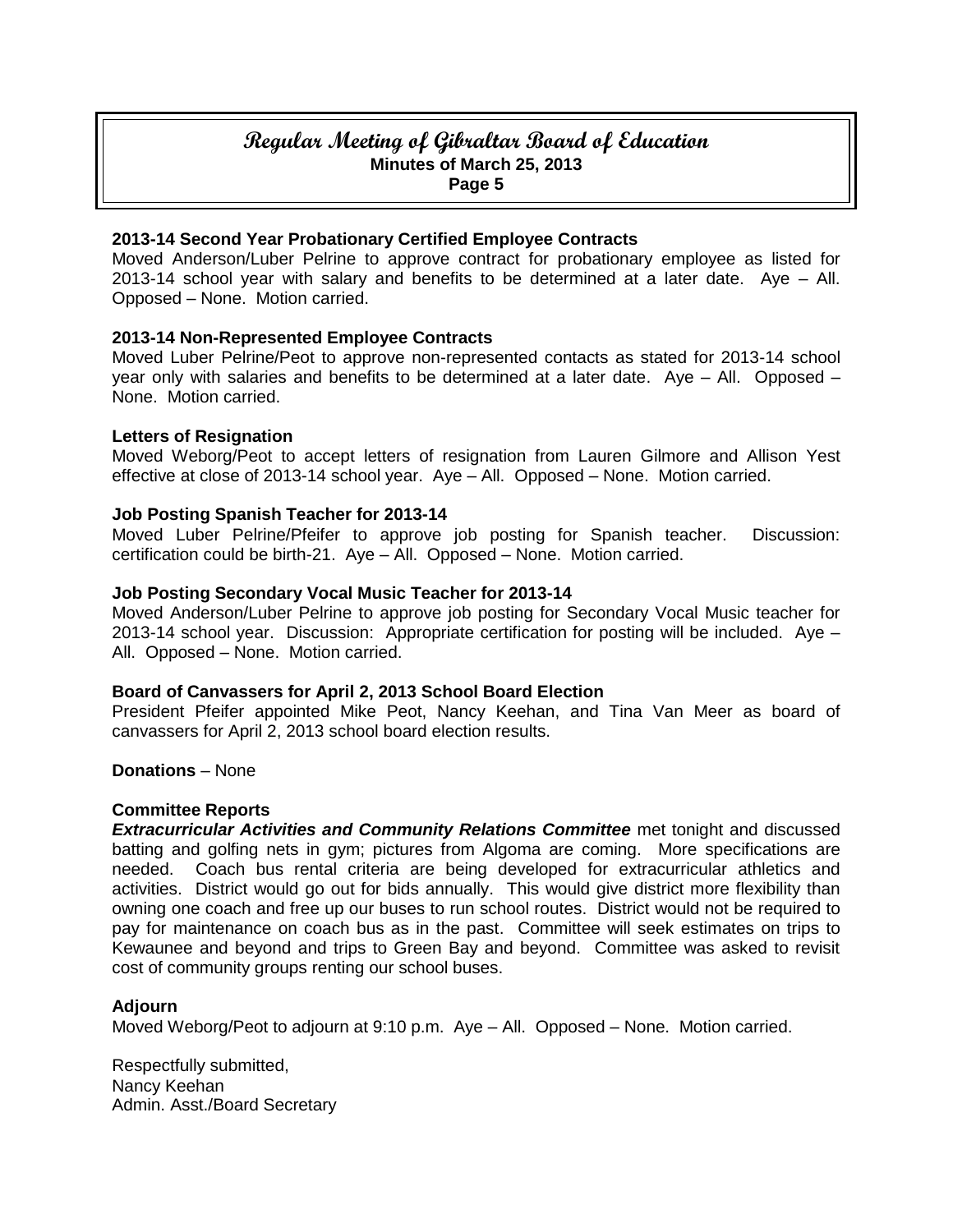**2013-14 Second Year Probationary Certified Employee Contracts**
Moved Anderson/Luber Pelrine to approve contract for probationary employee as listed for 2013-14 school year with salary and benefits to be determined at a later date. Aye – All. Opposed – None. Motion carried.

**2013-14 Non-Represented Employee Contracts**
Moved Luber Pelrine/Peot to approve non-represented contacts as stated for 2013-14 school year only with salaries and benefits to be determined at a later date. Aye – All. Opposed – None. Motion carried.

**Letters of Resignation**
Moved Weborg/Peot to accept letters of resignation from Lauren Gilmore and Allison Yest effective at close of 2013-14 school year. Aye – All. Opposed – None. Motion carried.

**Job Posting Spanish Teacher for 2013-14**
Moved Luber Pelrine/Pfeifer to approve job posting for Spanish teacher. Discussion: certification could be birth-21. Aye – All. Opposed – None. Motion carried.

**Job Posting Secondary Vocal Music Teacher for 2013-14**
Moved Anderson/Luber Pelrine to approve job posting for Secondary Vocal Music teacher for 2013-14 school year. Discussion: Appropriate certification for posting will be included. Aye – All. Opposed – None. Motion carried.

**Board of Canvassers for April 2, 2013 School Board Election**
President Pfeifer appointed Mike Peot, Nancy Keehan, and Tina Van Meer as board of canvassers for April 2, 2013 school board election results.

**Donations** – None

**Committee Reports**
***Extracurricular Activities and Community Relations Committee*** met tonight and discussed batting and golfing nets in gym; pictures from Algoma are coming. More specifications are needed. Coach bus rental criteria are being developed for extracurricular athletics and activities. District would go out for bids annually. This would give district more flexibility than owning one coach and free up our buses to run school routes. District would not be required to pay for maintenance on coach bus as in the past. Committee will seek estimates on trips to Kewaunee and beyond and trips to Green Bay and beyond. Committee was asked to revisit cost of community groups renting our school buses.

**Adjourn**
Moved Weborg/Peot to adjourn at 9:10 p.m. Aye – All. Opposed – None. Motion carried.

Respectfully submitted,
Nancy Keehan
Admin. Asst./Board Secretary